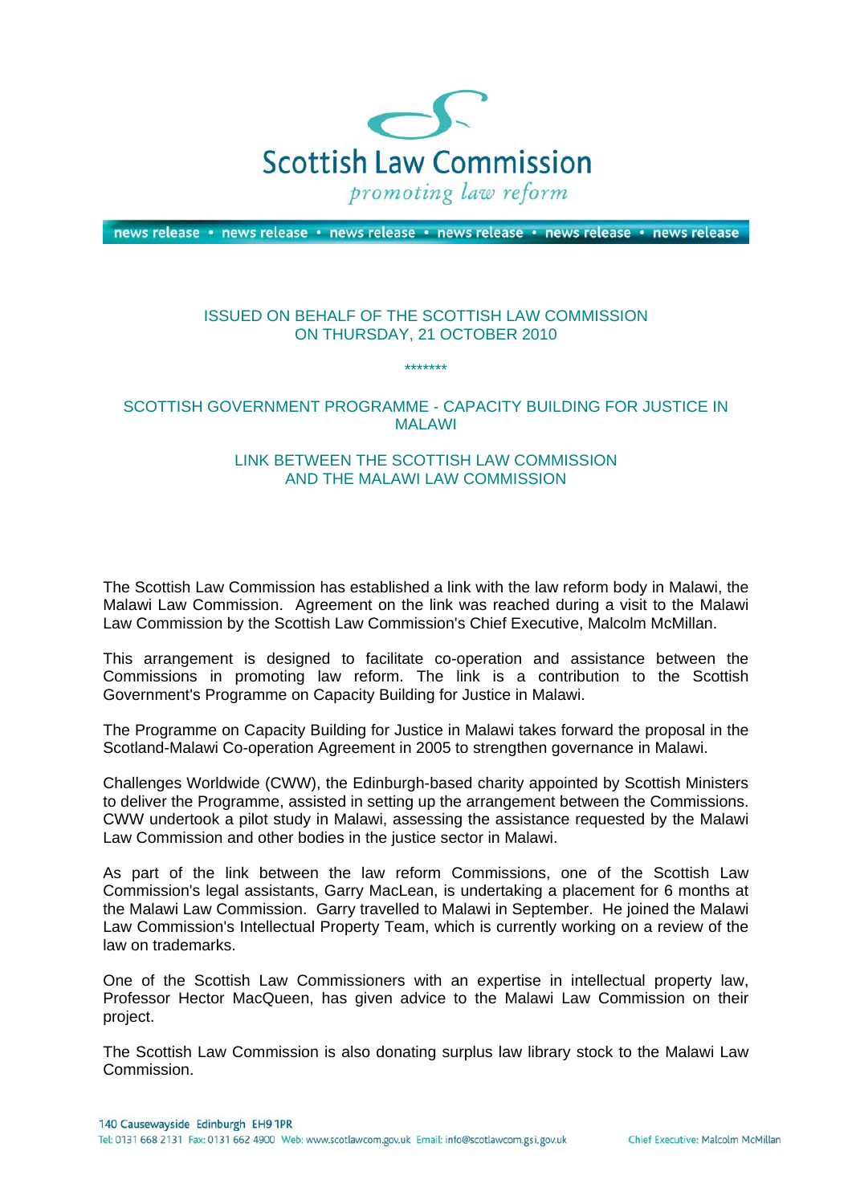# Scottish Law Commission

*promoting law reform*

news release • news release • news release • news release • news release • news release

ISSUED ON BEHALF OF THE SCOTTISH LAW COMMISSION
ON THURSDAY, 21 OCTOBER 2010

*******

## SCOTTISH GOVERNMENT PROGRAMME - CAPACITY BUILDING FOR JUSTICE IN MALAWI

## LINK BETWEEN THE SCOTTISH LAW COMMISSION AND THE MALAWI LAW COMMISSION

The Scottish Law Commission has established a link with the law reform body in Malawi, the Malawi Law Commission. Agreement on the link was reached during a visit to the Malawi Law Commission by the Scottish Law Commission's Chief Executive, Malcolm McMillan.

This arrangement is designed to facilitate co-operation and assistance between the Commissions in promoting law reform. The link is a contribution to the Scottish Government's Programme on Capacity Building for Justice in Malawi.

The Programme on Capacity Building for Justice in Malawi takes forward the proposal in the Scotland-Malawi Co-operation Agreement in 2005 to strengthen governance in Malawi.

Challenges Worldwide (CWW), the Edinburgh-based charity appointed by Scottish Ministers to deliver the Programme, assisted in setting up the arrangement between the Commissions. CWW undertook a pilot study in Malawi, assessing the assistance requested by the Malawi Law Commission and other bodies in the justice sector in Malawi.

As part of the link between the law reform Commissions, one of the Scottish Law Commission's legal assistants, Garry MacLean, is undertaking a placement for 6 months at the Malawi Law Commission. Garry travelled to Malawi in September. He joined the Malawi Law Commission's Intellectual Property Team, which is currently working on a review of the law on trademarks.

One of the Scottish Law Commissioners with an expertise in intellectual property law, Professor Hector MacQueen, has given advice to the Malawi Law Commission on their project.

The Scottish Law Commission is also donating surplus law library stock to the Malawi Law Commission.

140 Causewayside Edinburgh EH9 1PR
Tel: 0131 668 2131 Fax: 0131 662 4900 Web: www.scotlawcom.gov.uk Email: info@scotlawcom.gsi.gov.uk

Chief Executive: Malcolm McMillan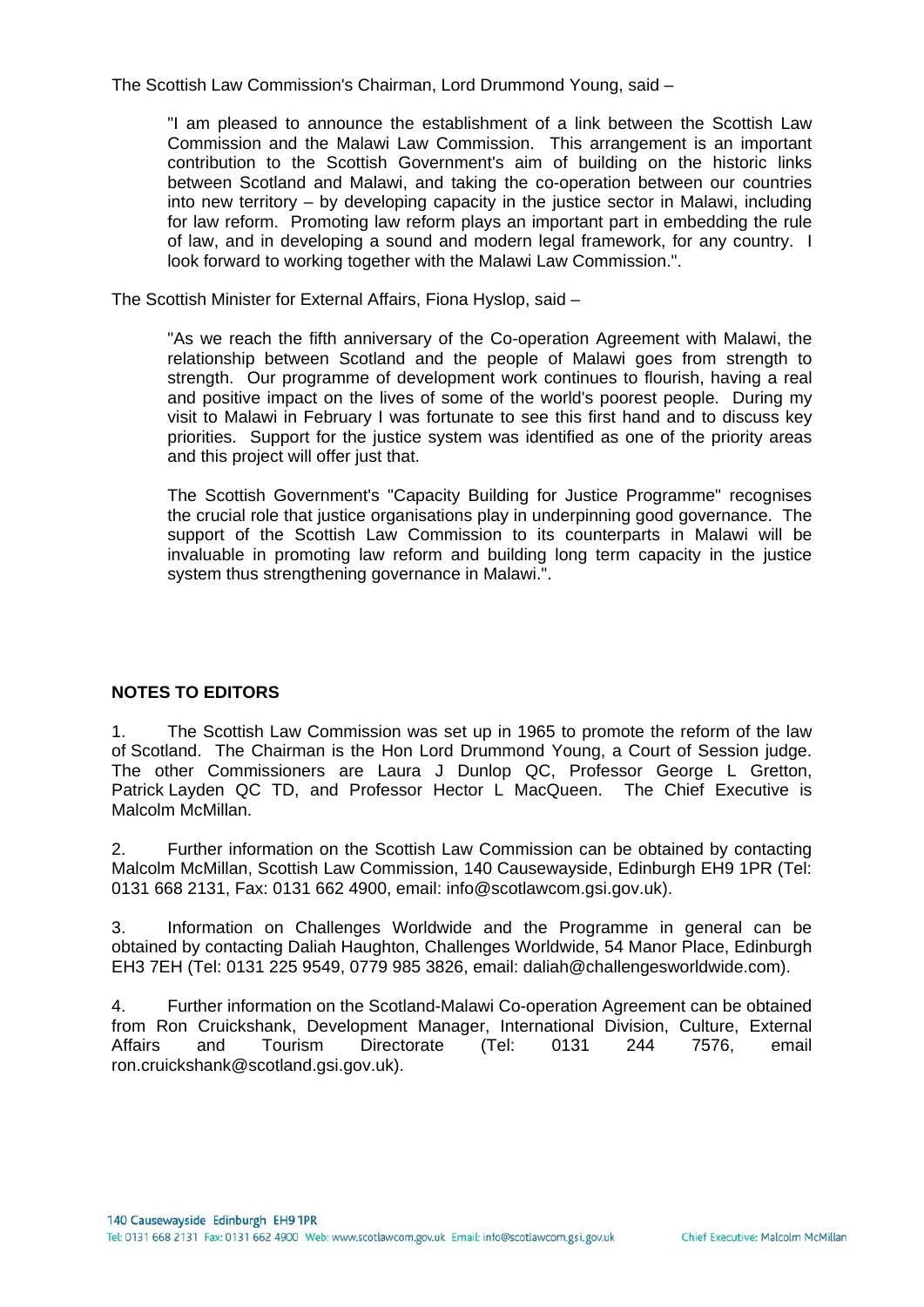The Scottish Law Commission's Chairman, Lord Drummond Young, said –

> "I am pleased to announce the establishment of a link between the Scottish Law Commission and the Malawi Law Commission. This arrangement is an important contribution to the Scottish Government's aim of building on the historic links between Scotland and Malawi, and taking the co-operation between our countries into new territory – by developing capacity in the justice sector in Malawi, including for law reform. Promoting law reform plays an important part in embedding the rule of law, and in developing a sound and modern legal framework, for any country. I look forward to working together with the Malawi Law Commission.".

The Scottish Minister for External Affairs, Fiona Hyslop, said –

> "As we reach the fifth anniversary of the Co-operation Agreement with Malawi, the relationship between Scotland and the people of Malawi goes from strength to strength. Our programme of development work continues to flourish, having a real and positive impact on the lives of some of the world's poorest people. During my visit to Malawi in February I was fortunate to see this first hand and to discuss key priorities. Support for the justice system was identified as one of the priority areas and this project will offer just that.
>
> The Scottish Government's "Capacity Building for Justice Programme" recognises the crucial role that justice organisations play in underpinning good governance. The support of the Scottish Law Commission to its counterparts in Malawi will be invaluable in promoting law reform and building long term capacity in the justice system thus strengthening governance in Malawi.".

**NOTES TO EDITORS**

1. The Scottish Law Commission was set up in 1965 to promote the reform of the law of Scotland. The Chairman is the Hon Lord Drummond Young, a Court of Session judge. The other Commissioners are Laura J Dunlop QC, Professor George L Gretton, Patrick Layden QC TD, and Professor Hector L MacQueen. The Chief Executive is Malcolm McMillan.

2. Further information on the Scottish Law Commission can be obtained by contacting Malcolm McMillan, Scottish Law Commission, 140 Causewayside, Edinburgh EH9 1PR (Tel: 0131 668 2131, Fax: 0131 662 4900, email: info@scotlawcom.gsi.gov.uk).

3. Information on Challenges Worldwide and the Programme in general can be obtained by contacting Daliah Haughton, Challenges Worldwide, 54 Manor Place, Edinburgh EH3 7EH (Tel: 0131 225 9549, 0779 985 3826, email: daliah@challengesworldwide.com).

4. Further information on the Scotland-Malawi Co-operation Agreement can be obtained from Ron Cruickshank, Development Manager, International Division, Culture, External Affairs and Tourism Directorate (Tel: 0131 244 7576, email ron.cruickshank@scotland.gsi.gov.uk).